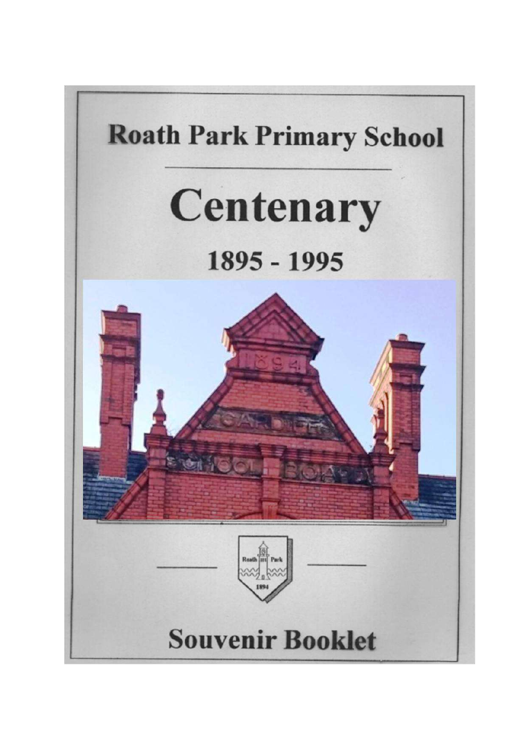# Roath Park Primary School

# Centenary

## 1895 - 1995

**Souvenir Booklet**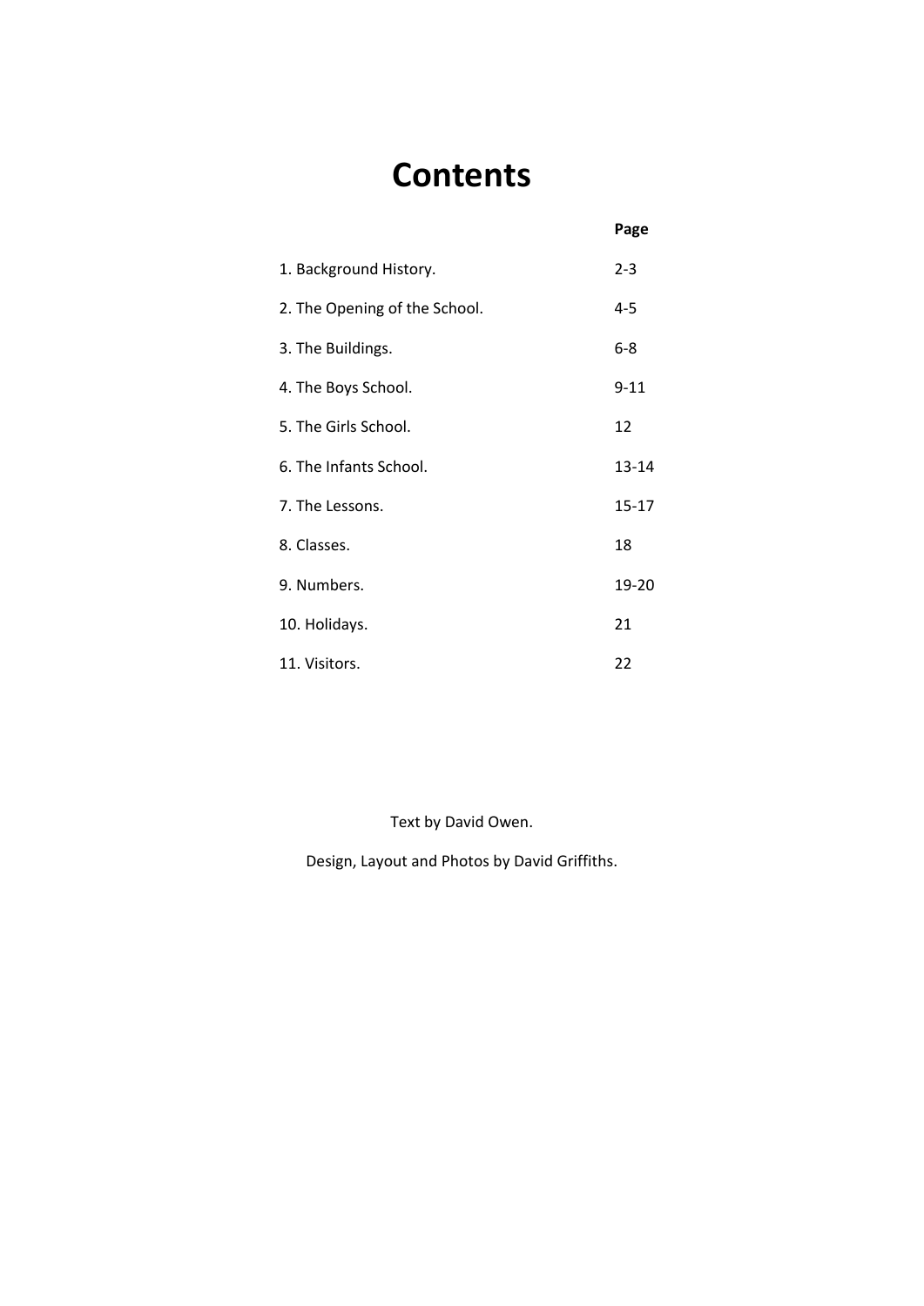# Contents

| | Page |
|---|---|
| 1. Background History. | 2-3 |
| 2. The Opening of the School. | 4-5 |
| 3. The Buildings. | 6-8 |
| 4. The Boys School. | 9-11 |
| 5. The Girls School. | 12 |
| 6. The Infants School. | 13-14 |
| 7. The Lessons. | 15-17 |
| 8. Classes. | 18 |
| 9. Numbers. | 19-20 |
| 10. Holidays. | 21 |
| 11. Visitors. | 22 |

Text by David Owen.

Design, Layout and Photos by David Griffiths.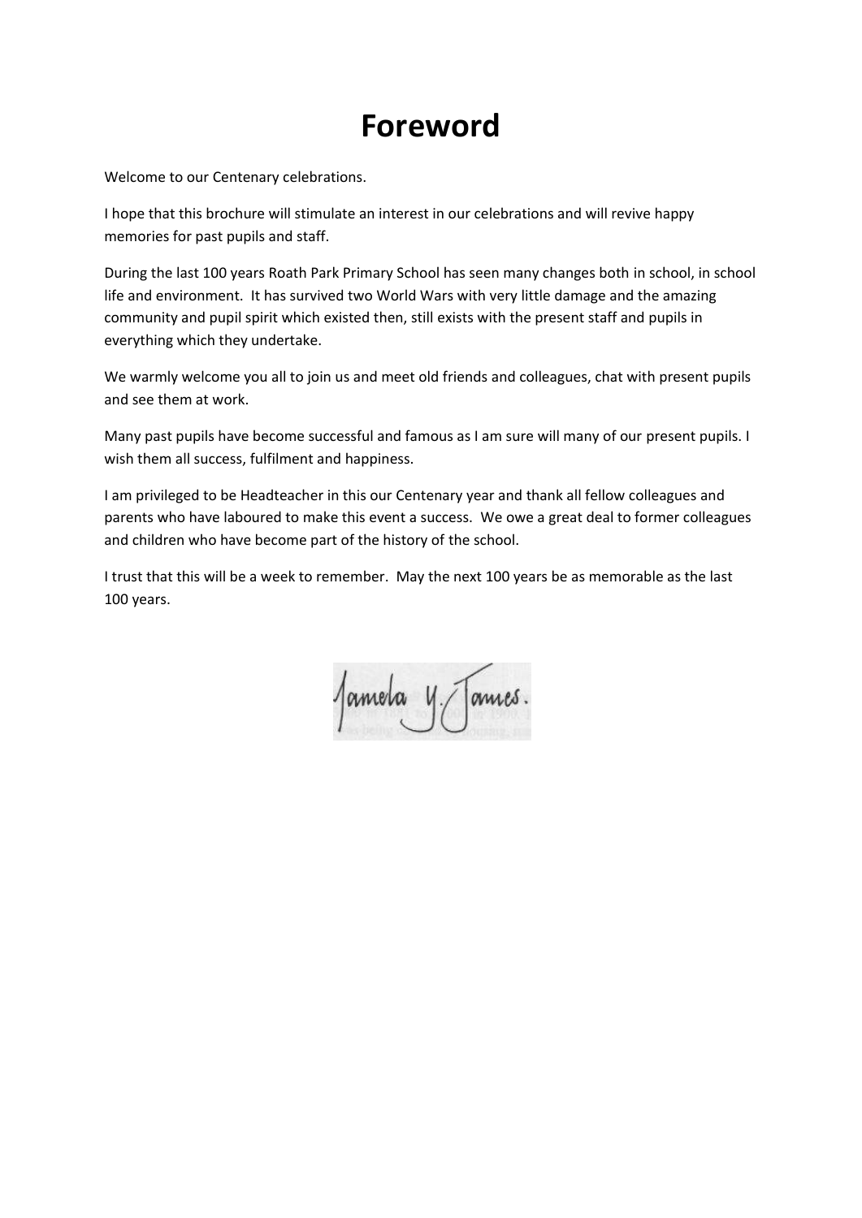# Foreword

Welcome to our Centenary celebrations.

I hope that this brochure will stimulate an interest in our celebrations and will revive happy memories for past pupils and staff.

During the last 100 years Roath Park Primary School has seen many changes both in school, in school life and environment. It has survived two World Wars with very little damage and the amazing community and pupil spirit which existed then, still exists with the present staff and pupils in everything which they undertake.

We warmly welcome you all to join us and meet old friends and colleagues, chat with present pupils and see them at work.

Many past pupils have become successful and famous as I am sure will many of our present pupils. I wish them all success, fulfilment and happiness.

I am privileged to be Headteacher in this our Centenary year and thank all fellow colleagues and parents who have laboured to make this event a success. We owe a great deal to former colleagues and children who have become part of the history of the school.

I trust that this will be a week to remember. May the next 100 years be as memorable as the last 100 years.

Pamela Y. James.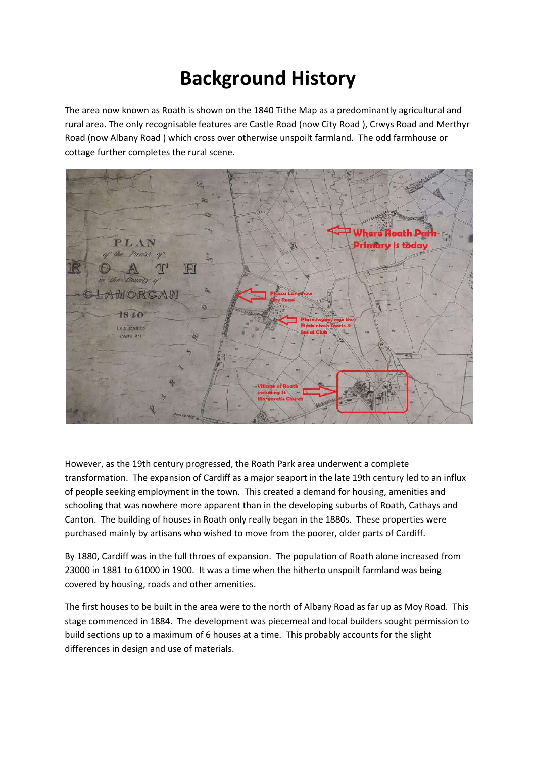# Background History

The area now known as Roath is shown on the 1840 Tithe Map as a predominantly agricultural and rural area. The only recognisable features are Castle Road (now City Road ), Crwys Road and Merthyr Road (now Albany Road ) which cross over otherwise unspoilt farmland. The odd farmhouse or cottage further completes the rural scene.

However, as the 19th century progressed, the Roath Park area underwent a complete transformation. The expansion of Cardiff as a major seaport in the late 19th century led to an influx of people seeking employment in the town. This created a demand for housing, amenities and schooling that was nowhere more apparent than in the developing suburbs of Roath, Cathays and Canton. The building of houses in Roath only really began in the 1880s. These properties were purchased mainly by artisans who wished to move from the poorer, older parts of Cardiff.

By 1880, Cardiff was in the full throes of expansion. The population of Roath alone increased from 23000 in 1881 to 61000 in 1900. It was a time when the hitherto unspoilt farmland was being covered by housing, roads and other amenities.

The first houses to be built in the area were to the north of Albany Road as far up as Moy Road. This stage commenced in 1884. The development was piecemeal and local builders sought permission to build sections up to a maximum of 6 houses at a time. This probably accounts for the slight differences in design and use of materials.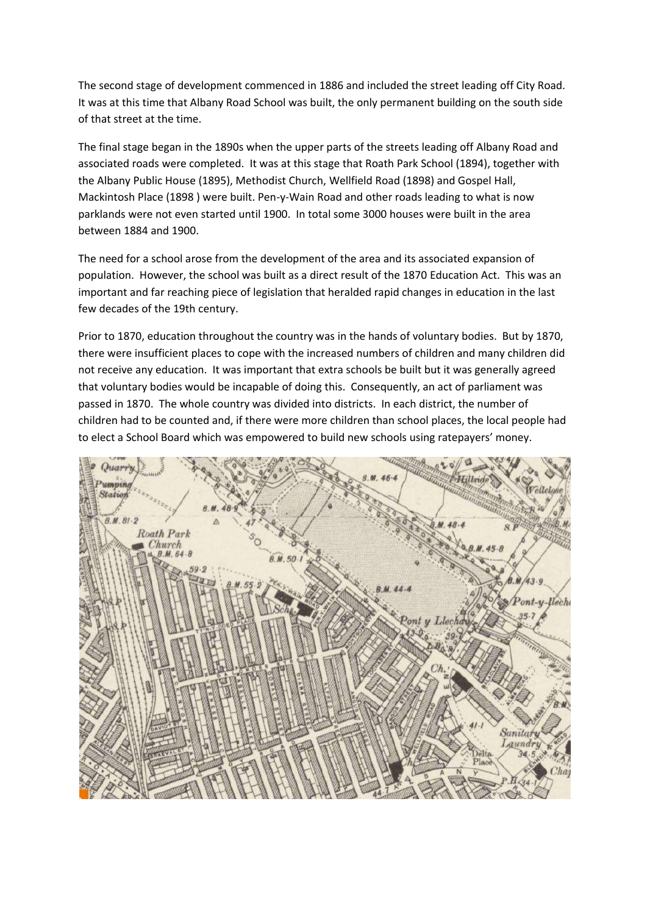The second stage of development commenced in 1886 and included the street leading off City Road. It was at this time that Albany Road School was built, the only permanent building on the south side of that street at the time.

The final stage began in the 1890s when the upper parts of the streets leading off Albany Road and associated roads were completed. It was at this stage that Roath Park School (1894), together with the Albany Public House (1895), Methodist Church, Wellfield Road (1898) and Gospel Hall, Mackintosh Place (1898 ) were built. Pen-y-Wain Road and other roads leading to what is now parklands were not even started until 1900. In total some 3000 houses were built in the area between 1884 and 1900.

The need for a school arose from the development of the area and its associated expansion of population. However, the school was built as a direct result of the 1870 Education Act. This was an important and far reaching piece of legislation that heralded rapid changes in education in the last few decades of the 19th century.

Prior to 1870, education throughout the country was in the hands of voluntary bodies. But by 1870, there were insufficient places to cope with the increased numbers of children and many children did not receive any education. It was important that extra schools be built but it was generally agreed that voluntary bodies would be incapable of doing this. Consequently, an act of parliament was passed in 1870. The whole country was divided into districts. In each district, the number of children had to be counted and, if there were more children than school places, the local people had to elect a School Board which was empowered to build new schools using ratepayers' money.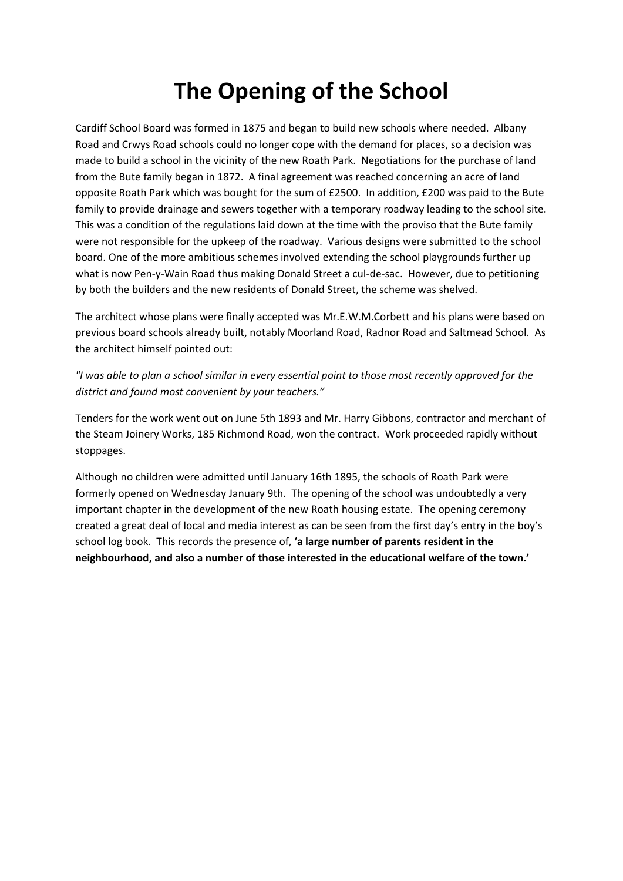# The Opening of the School

Cardiff School Board was formed in 1875 and began to build new schools where needed. Albany Road and Crwys Road schools could no longer cope with the demand for places, so a decision was made to build a school in the vicinity of the new Roath Park. Negotiations for the purchase of land from the Bute family began in 1872. A final agreement was reached concerning an acre of land opposite Roath Park which was bought for the sum of £2500. In addition, £200 was paid to the Bute family to provide drainage and sewers together with a temporary roadway leading to the school site. This was a condition of the regulations laid down at the time with the proviso that the Bute family were not responsible for the upkeep of the roadway. Various designs were submitted to the school board. One of the more ambitious schemes involved extending the school playgrounds further up what is now Pen-y-Wain Road thus making Donald Street a cul-de-sac. However, due to petitioning by both the builders and the new residents of Donald Street, the scheme was shelved.

The architect whose plans were finally accepted was Mr.E.W.M.Corbett and his plans were based on previous board schools already built, notably Moorland Road, Radnor Road and Saltmead School. As the architect himself pointed out:

*"I was able to plan a school similar in every essential point to those most recently approved for the district and found most convenient by your teachers."*

Tenders for the work went out on June 5th 1893 and Mr. Harry Gibbons, contractor and merchant of the Steam Joinery Works, 185 Richmond Road, won the contract. Work proceeded rapidly without stoppages.

Although no children were admitted until January 16th 1895, the schools of Roath Park were formerly opened on Wednesday January 9th. The opening of the school was undoubtedly a very important chapter in the development of the new Roath housing estate. The opening ceremony created a great deal of local and media interest as can be seen from the first day's entry in the boy's school log book. This records the presence of, **'a large number of parents resident in the neighbourhood, and also a number of those interested in the educational welfare of the town.'**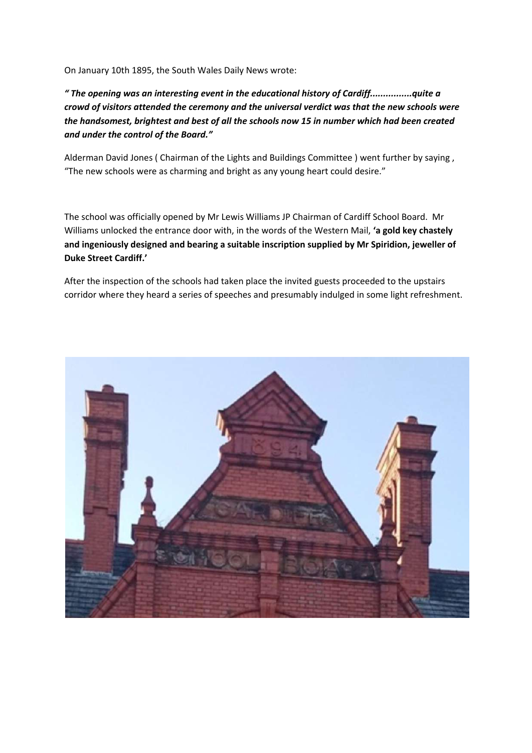On January 10th 1895, the South Wales Daily News wrote:

***" The opening was an interesting event in the educational history of Cardiff................quite a crowd of visitors attended the ceremony and the universal verdict was that the new schools were the handsomest, brightest and best of all the schools now 15 in number which had been created and under the control of the Board."***

Alderman David Jones ( Chairman of the Lights and Buildings Committee ) went further by saying , "The new schools were as charming and bright as any young heart could desire."

The school was officially opened by Mr Lewis Williams JP Chairman of Cardiff School Board. Mr Williams unlocked the entrance door with, in the words of the Western Mail, **'a gold key chastely and ingeniously designed and bearing a suitable inscription supplied by Mr Spiridion, jeweller of Duke Street Cardiff.'**

After the inspection of the schools had taken place the invited guests proceeded to the upstairs corridor where they heard a series of speeches and presumably indulged in some light refreshment.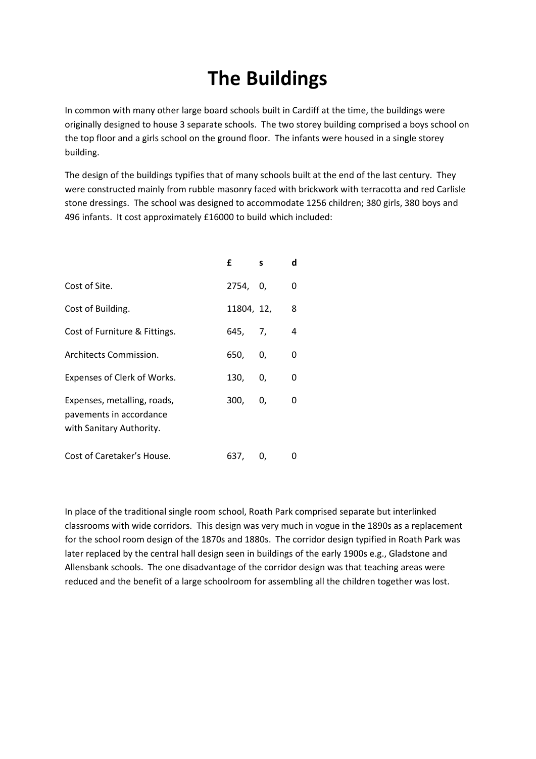# The Buildings

In common with many other large board schools built in Cardiff at the time, the buildings were originally designed to house 3 separate schools. The two storey building comprised a boys school on the top floor and a girls school on the ground floor. The infants were housed in a single storey building.

The design of the buildings typifies that of many schools built at the end of the last century. They were constructed mainly from rubble masonry faced with brickwork with terracotta and red Carlisle stone dressings. The school was designed to accommodate 1256 children; 380 girls, 380 boys and 496 infants. It cost approximately £16000 to build which included:

| | £ | s | d |
|---|---|---|---|
| Cost of Site. | 2754, | 0, | 0 |
| Cost of Building. | 11804, | 12, | 8 |
| Cost of Furniture & Fittings. | 645, | 7, | 4 |
| Architects Commission. | 650, | 0, | 0 |
| Expenses of Clerk of Works. | 130, | 0, | 0 |
| Expenses, metalling, roads, pavements in accordance with Sanitary Authority. | 300, | 0, | 0 |
| Cost of Caretaker's House. | 637, | 0, | 0 |

In place of the traditional single room school, Roath Park comprised separate but interlinked classrooms with wide corridors. This design was very much in vogue in the 1890s as a replacement for the school room design of the 1870s and 1880s. The corridor design typified in Roath Park was later replaced by the central hall design seen in buildings of the early 1900s e.g., Gladstone and Allensbank schools. The one disadvantage of the corridor design was that teaching areas were reduced and the benefit of a large schoolroom for assembling all the children together was lost.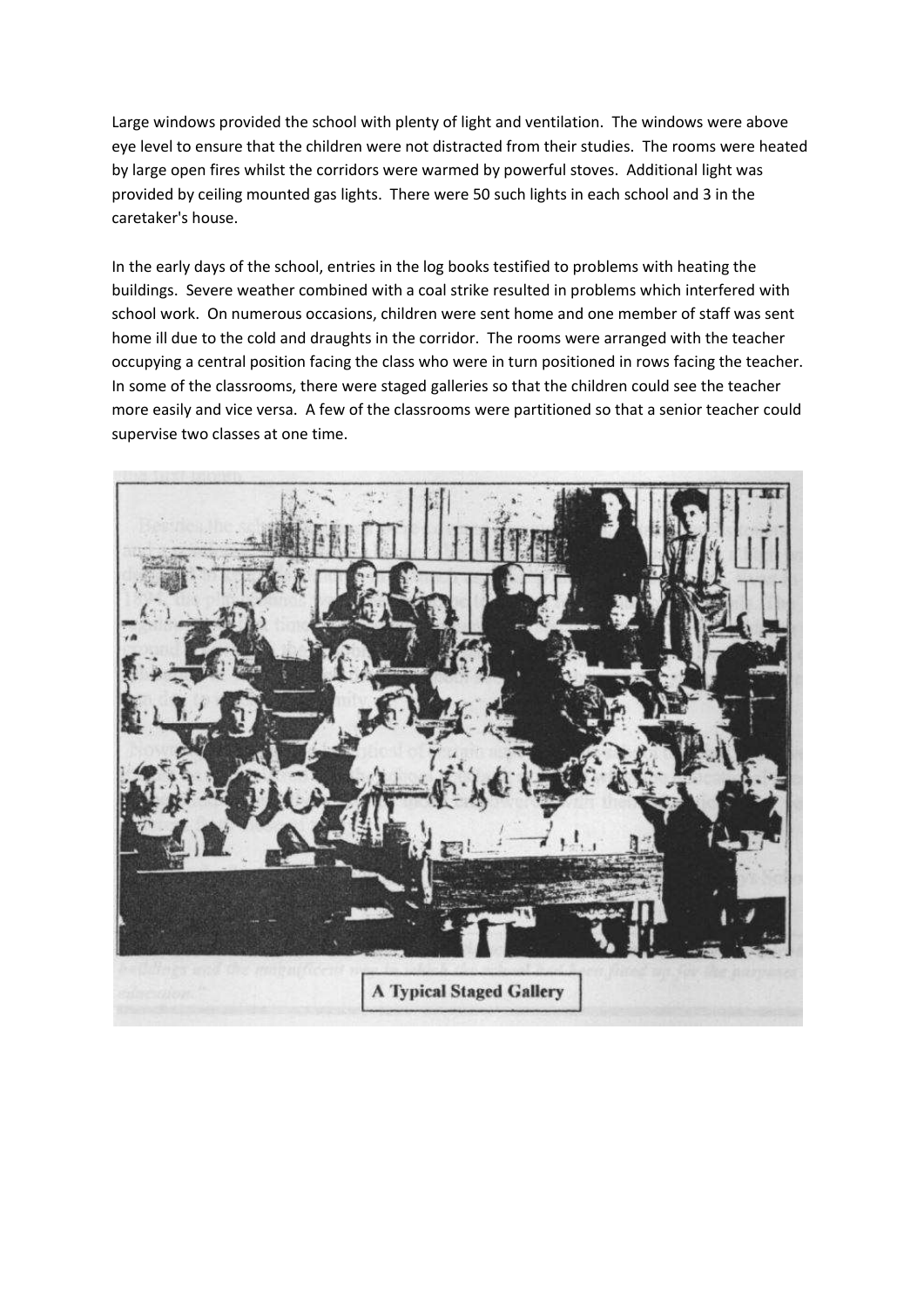Large windows provided the school with plenty of light and ventilation. The windows were above eye level to ensure that the children were not distracted from their studies. The rooms were heated by large open fires whilst the corridors were warmed by powerful stoves. Additional light was provided by ceiling mounted gas lights. There were 50 such lights in each school and 3 in the caretaker's house.

In the early days of the school, entries in the log books testified to problems with heating the buildings. Severe weather combined with a coal strike resulted in problems which interfered with school work. On numerous occasions, children were sent home and one member of staff was sent home ill due to the cold and draughts in the corridor. The rooms were arranged with the teacher occupying a central position facing the class who were in turn positioned in rows facing the teacher. In some of the classrooms, there were staged galleries so that the children could see the teacher more easily and vice versa. A few of the classrooms were partitioned so that a senior teacher could supervise two classes at one time.

**A Typical Staged Gallery**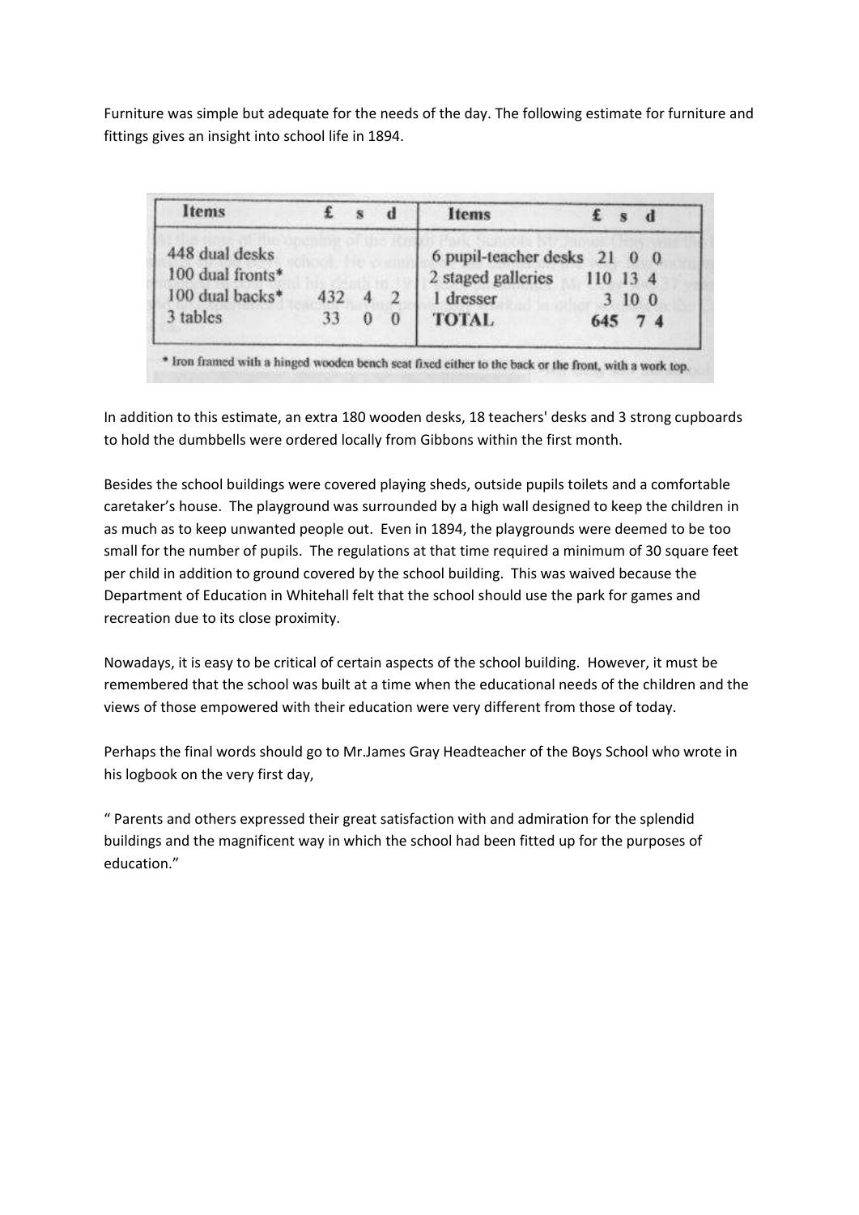Furniture was simple but adequate for the needs of the day. The following estimate for furniture and fittings gives an insight into school life in 1894.

| Items | £ | s | d | Items | £ | s | d |
|---|---|---|---|---|---|---|---|
| 448 dual desks | | | | 6 pupil-teacher desks | 21 | 0 | 0 |
| 100 dual fronts* | | | | 2 staged galleries | 110 | 13 | 4 |
| 100 dual backs* | 432 | 4 | 2 | 1 dresser | 3 | 10 | 0 |
| 3 tables | 33 | 0 | 0 | TOTAL | 645 | 7 | 4 |

\* Iron framed with a hinged wooden bench seat fixed either to the back or the front, with a work top.

In addition to this estimate, an extra 180 wooden desks, 18 teachers' desks and 3 strong cupboards to hold the dumbbells were ordered locally from Gibbons within the first month.

Besides the school buildings were covered playing sheds, outside pupils toilets and a comfortable caretaker's house. The playground was surrounded by a high wall designed to keep the children in as much as to keep unwanted people out. Even in 1894, the playgrounds were deemed to be too small for the number of pupils. The regulations at that time required a minimum of 30 square feet per child in addition to ground covered by the school building. This was waived because the Department of Education in Whitehall felt that the school should use the park for games and recreation due to its close proximity.

Nowadays, it is easy to be critical of certain aspects of the school building. However, it must be remembered that the school was built at a time when the educational needs of the children and the views of those empowered with their education were very different from those of today.

Perhaps the final words should go to Mr.James Gray Headteacher of the Boys School who wrote in his logbook on the very first day,

" Parents and others expressed their great satisfaction with and admiration for the splendid buildings and the magnificent way in which the school had been fitted up for the purposes of education."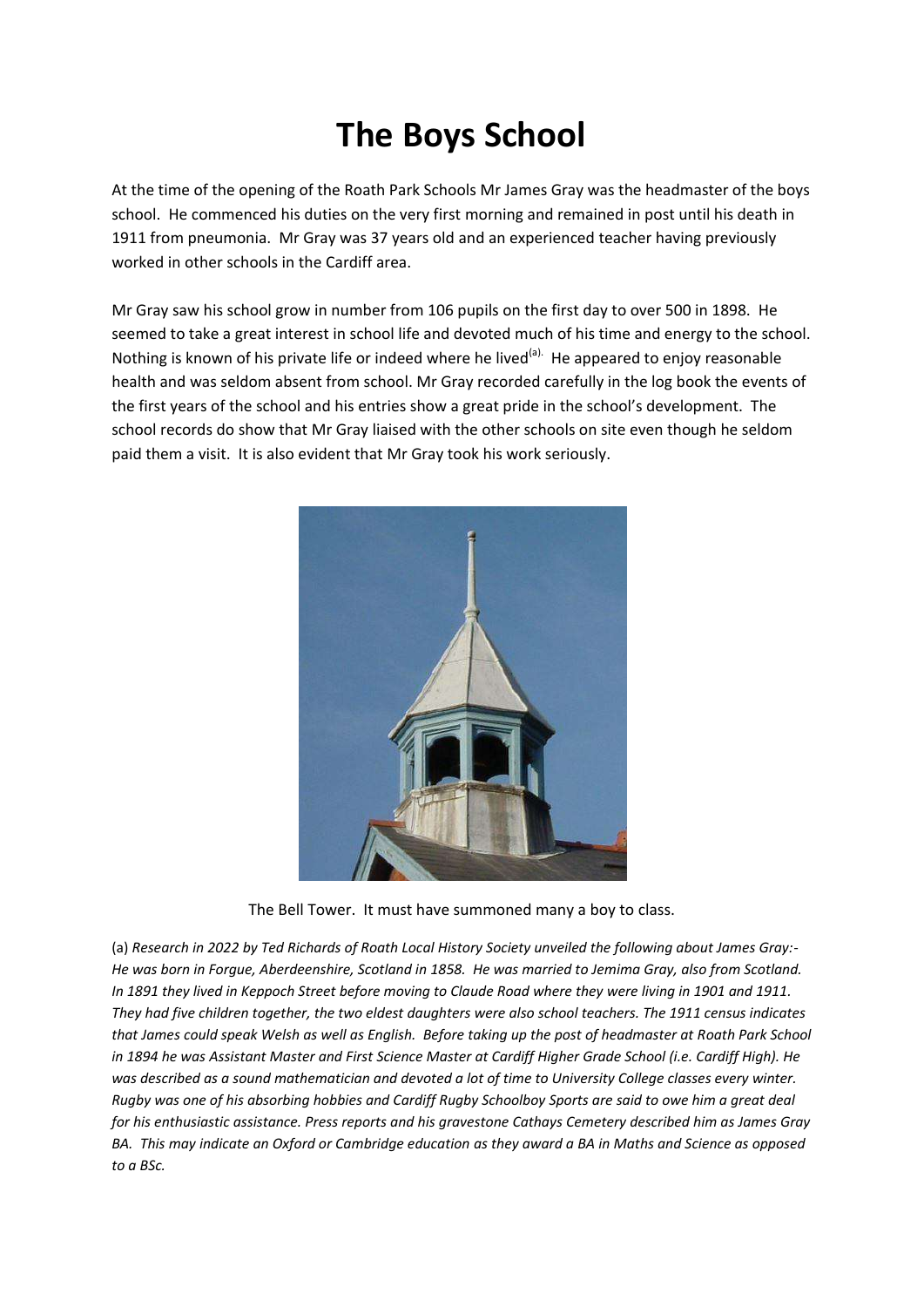# The Boys School

At the time of the opening of the Roath Park Schools Mr James Gray was the headmaster of the boys school. He commenced his duties on the very first morning and remained in post until his death in 1911 from pneumonia. Mr Gray was 37 years old and an experienced teacher having previously worked in other schools in the Cardiff area.

Mr Gray saw his school grow in number from 106 pupils on the first day to over 500 in 1898. He seemed to take a great interest in school life and devoted much of his time and energy to the school. Nothing is known of his private life or indeed where he lived[(a).] He appeared to enjoy reasonable health and was seldom absent from school. Mr Gray recorded carefully in the log book the events of the first years of the school and his entries show a great pride in the school's development. The school records do show that Mr Gray liaised with the other schools on site even though he seldom paid them a visit. It is also evident that Mr Gray took his work seriously.

The Bell Tower. It must have summoned many a boy to class.

(a) *Research in 2022 by Ted Richards of Roath Local History Society unveiled the following about James Gray:- He was born in Forgue, Aberdeenshire, Scotland in 1858. He was married to Jemima Gray, also from Scotland. In 1891 they lived in Keppoch Street before moving to Claude Road where they were living in 1901 and 1911. They had five children together, the two eldest daughters were also school teachers. The 1911 census indicates that James could speak Welsh as well as English. Before taking up the post of headmaster at Roath Park School in 1894 he was Assistant Master and First Science Master at Cardiff Higher Grade School (i.e. Cardiff High). He was described as a sound mathematician and devoted a lot of time to University College classes every winter. Rugby was one of his absorbing hobbies and Cardiff Rugby Schoolboy Sports are said to owe him a great deal for his enthusiastic assistance. Press reports and his gravestone Cathays Cemetery described him as James Gray BA. This may indicate an Oxford or Cambridge education as they award a BA in Maths and Science as opposed to a BSc.*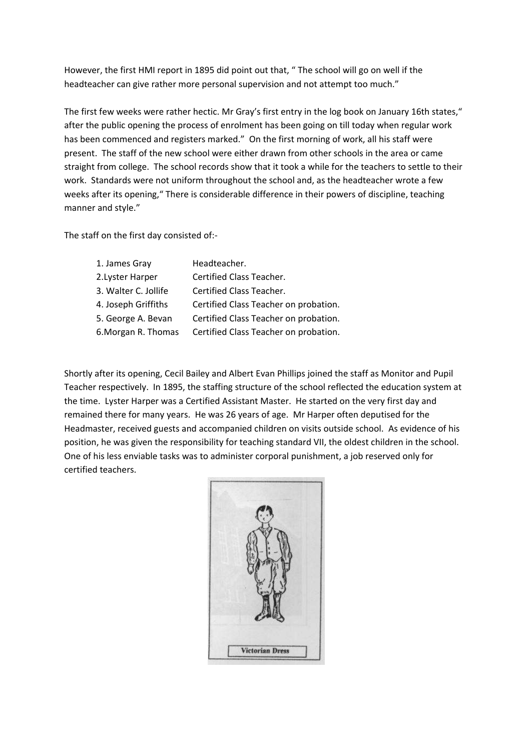However, the first HMI report in 1895 did point out that, " The school will go on well if the headteacher can give rather more personal supervision and not attempt too much."

The first few weeks were rather hectic. Mr Gray's first entry in the log book on January 16th states," after the public opening the process of enrolment has been going on till today when regular work has been commenced and registers marked." On the first morning of work, all his staff were present. The staff of the new school were either drawn from other schools in the area or came straight from college. The school records show that it took a while for the teachers to settle to their work. Standards were not uniform throughout the school and, as the headteacher wrote a few weeks after its opening," There is considerable difference in their powers of discipline, teaching manner and style."

The staff on the first day consisted of:-

| | |
|---|---|
| 1. James Gray | Headteacher. |
| 2.Lyster Harper | Certified Class Teacher. |
| 3. Walter C. Jollife | Certified Class Teacher. |
| 4. Joseph Griffiths | Certified Class Teacher on probation. |
| 5. George A. Bevan | Certified Class Teacher on probation. |
| 6.Morgan R. Thomas | Certified Class Teacher on probation. |

Shortly after its opening, Cecil Bailey and Albert Evan Phillips joined the staff as Monitor and Pupil Teacher respectively. In 1895, the staffing structure of the school reflected the education system at the time. Lyster Harper was a Certified Assistant Master. He started on the very first day and remained there for many years. He was 26 years of age. Mr Harper often deputised for the Headmaster, received guests and accompanied children on visits outside school. As evidence of his position, he was given the responsibility for teaching standard VII, the oldest children in the school. One of his less enviable tasks was to administer corporal punishment, a job reserved only for certified teachers.

Victorian Dress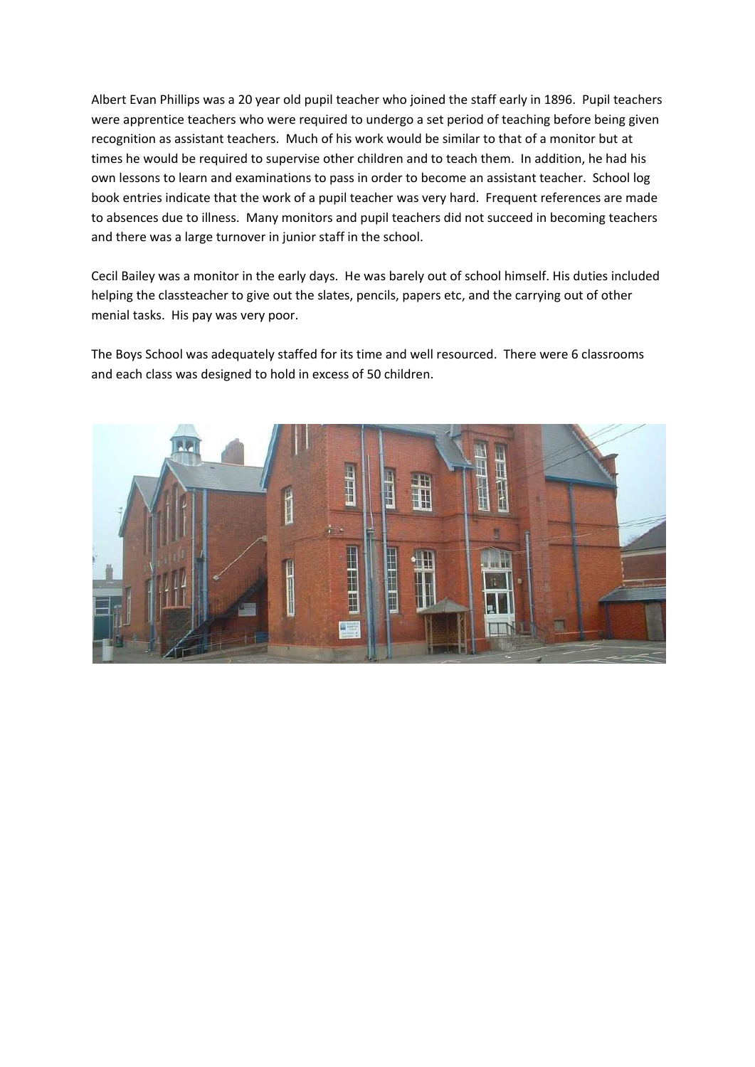Albert Evan Phillips was a 20 year old pupil teacher who joined the staff early in 1896. Pupil teachers were apprentice teachers who were required to undergo a set period of teaching before being given recognition as assistant teachers. Much of his work would be similar to that of a monitor but at times he would be required to supervise other children and to teach them. In addition, he had his own lessons to learn and examinations to pass in order to become an assistant teacher. School log book entries indicate that the work of a pupil teacher was very hard. Frequent references are made to absences due to illness. Many monitors and pupil teachers did not succeed in becoming teachers and there was a large turnover in junior staff in the school.

Cecil Bailey was a monitor in the early days. He was barely out of school himself. His duties included helping the classteacher to give out the slates, pencils, papers etc, and the carrying out of other menial tasks. His pay was very poor.

The Boys School was adequately staffed for its time and well resourced. There were 6 classrooms and each class was designed to hold in excess of 50 children.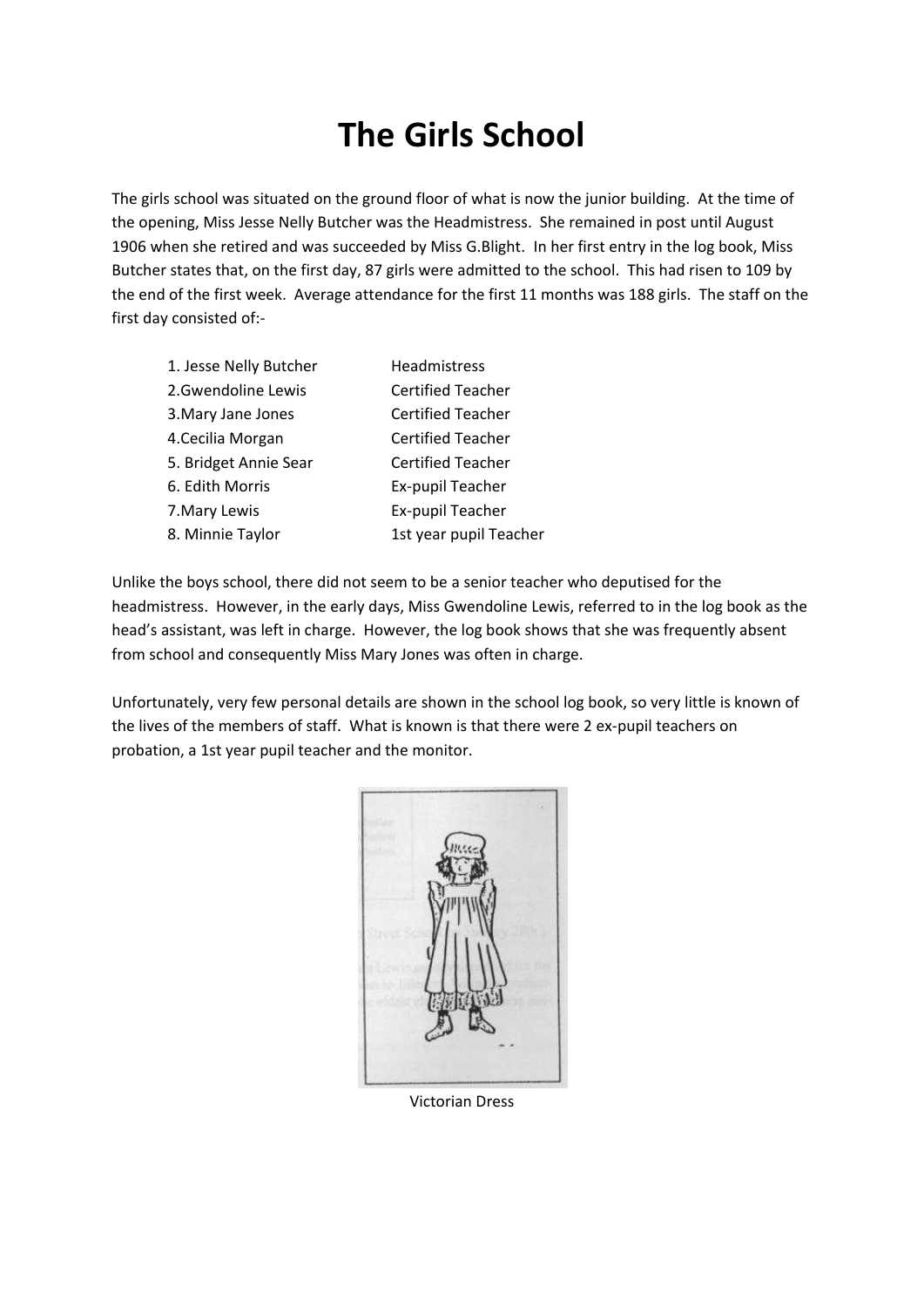# The Girls School

The girls school was situated on the ground floor of what is now the junior building. At the time of the opening, Miss Jesse Nelly Butcher was the Headmistress. She remained in post until August 1906 when she retired and was succeeded by Miss G.Blight. In her first entry in the log book, Miss Butcher states that, on the first day, 87 girls were admitted to the school. This had risen to 109 by the end of the first week. Average attendance for the first 11 months was 188 girls. The staff on the first day consisted of:-

| | |
|---|---|
| 1. Jesse Nelly Butcher | Headmistress |
| 2.Gwendoline Lewis | Certified Teacher |
| 3.Mary Jane Jones | Certified Teacher |
| 4.Cecilia Morgan | Certified Teacher |
| 5. Bridget Annie Sear | Certified Teacher |
| 6. Edith Morris | Ex-pupil Teacher |
| 7.Mary Lewis | Ex-pupil Teacher |
| 8. Minnie Taylor | 1st year pupil Teacher |

Unlike the boys school, there did not seem to be a senior teacher who deputised for the headmistress. However, in the early days, Miss Gwendoline Lewis, referred to in the log book as the head's assistant, was left in charge. However, the log book shows that she was frequently absent from school and consequently Miss Mary Jones was often in charge.

Unfortunately, very few personal details are shown in the school log book, so very little is known of the lives of the members of staff. What is known is that there were 2 ex-pupil teachers on probation, a 1st year pupil teacher and the monitor.

Victorian Dress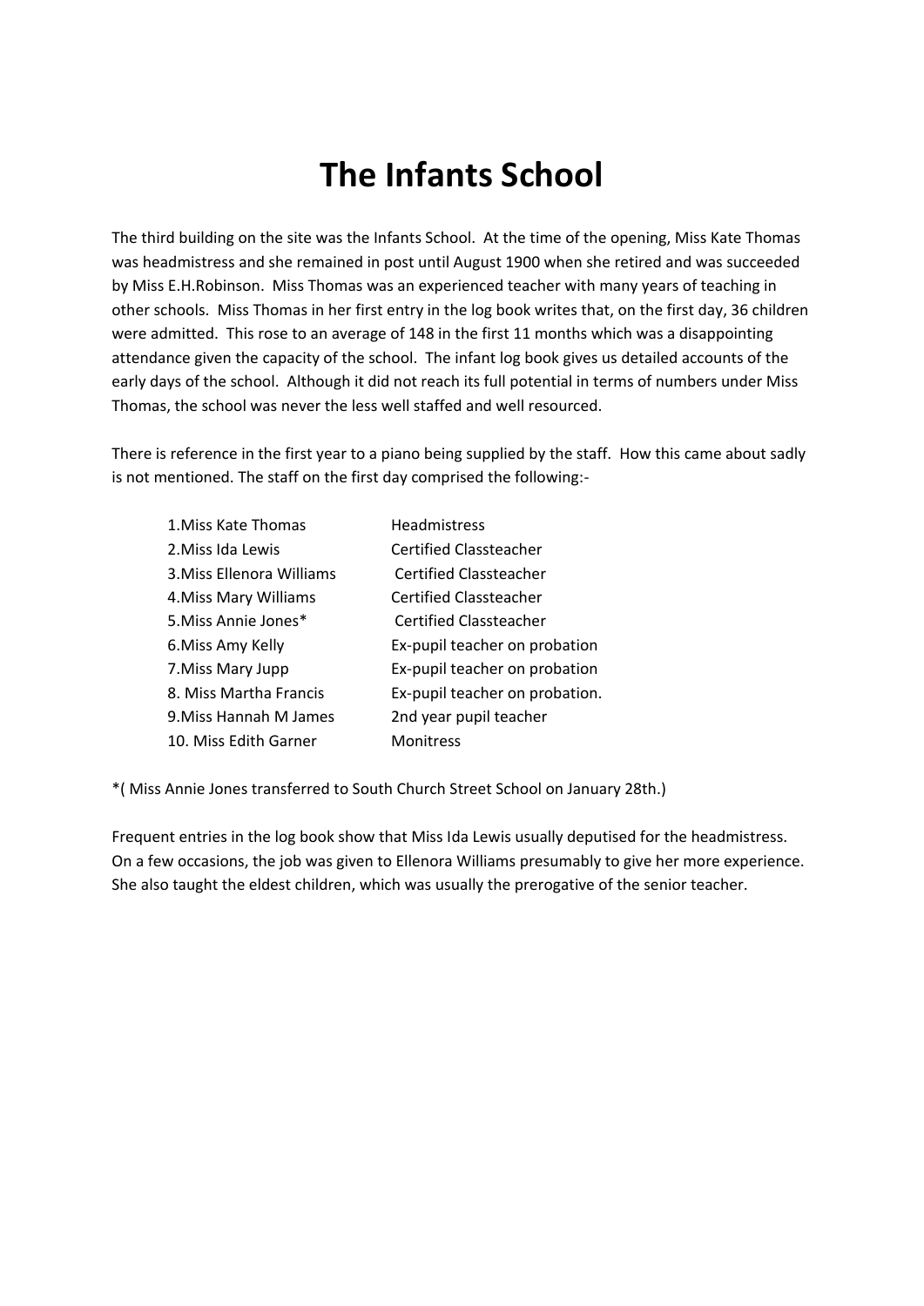# The Infants School

The third building on the site was the Infants School. At the time of the opening, Miss Kate Thomas was headmistress and she remained in post until August 1900 when she retired and was succeeded by Miss E.H.Robinson. Miss Thomas was an experienced teacher with many years of teaching in other schools. Miss Thomas in her first entry in the log book writes that, on the first day, 36 children were admitted. This rose to an average of 148 in the first 11 months which was a disappointing attendance given the capacity of the school. The infant log book gives us detailed accounts of the early days of the school. Although it did not reach its full potential in terms of numbers under Miss Thomas, the school was never the less well staffed and well resourced.

There is reference in the first year to a piano being supplied by the staff. How this came about sadly is not mentioned. The staff on the first day comprised the following:-

| | |
|---|---|
| 1.Miss Kate Thomas | Headmistress |
| 2.Miss Ida Lewis | Certified Classteacher |
| 3.Miss Ellenora Williams | Certified Classteacher |
| 4.Miss Mary Williams | Certified Classteacher |
| 5.Miss Annie Jones* | Certified Classteacher |
| 6.Miss Amy Kelly | Ex-pupil teacher on probation |
| 7.Miss Mary Jupp | Ex-pupil teacher on probation |
| 8. Miss Martha Francis | Ex-pupil teacher on probation. |
| 9.Miss Hannah M James | 2nd year pupil teacher |
| 10. Miss Edith Garner | Monitress |

*( Miss Annie Jones transferred to South Church Street School on January 28th.)

Frequent entries in the log book show that Miss Ida Lewis usually deputised for the headmistress. On a few occasions, the job was given to Ellenora Williams presumably to give her more experience. She also taught the eldest children, which was usually the prerogative of the senior teacher.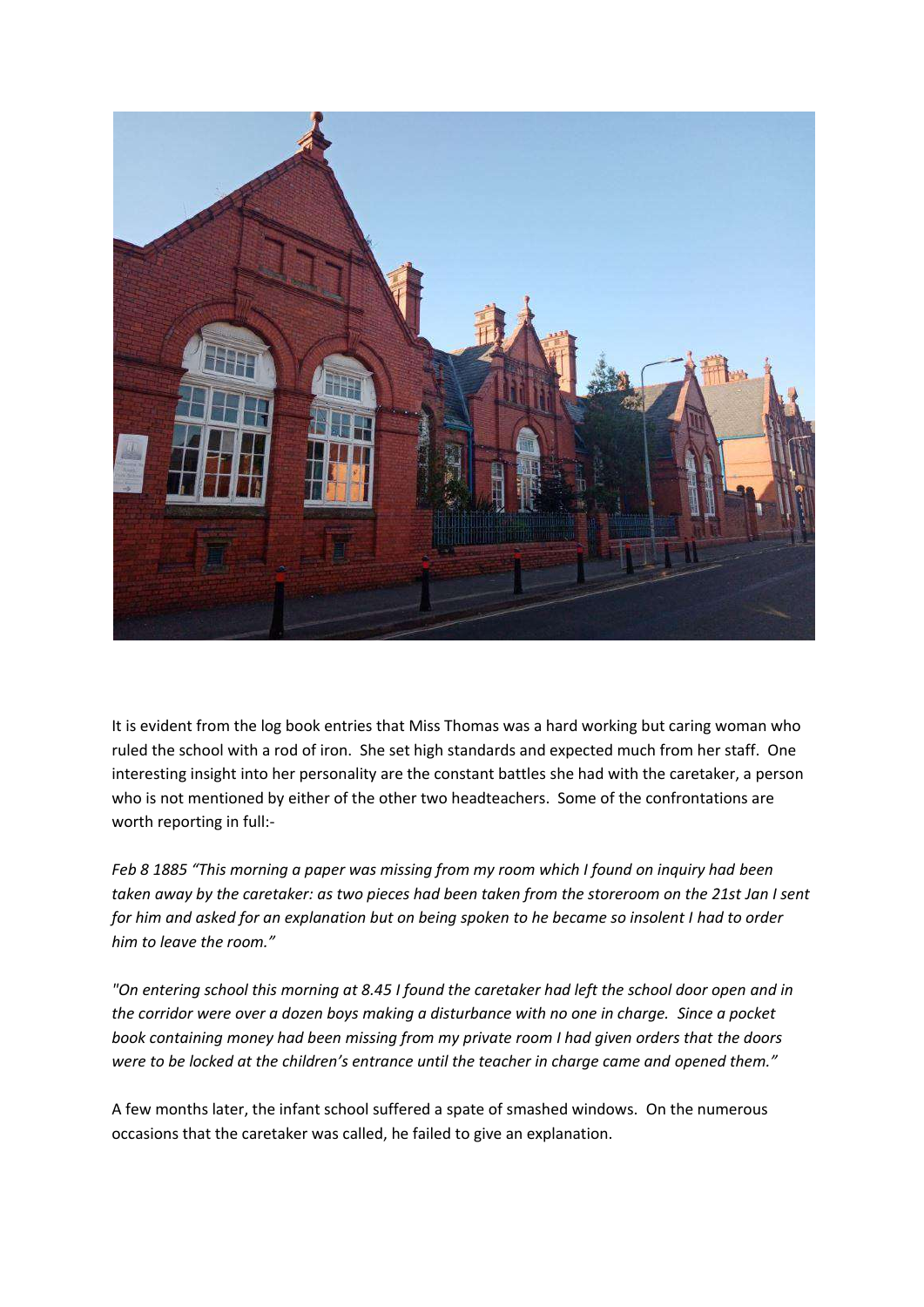It is evident from the log book entries that Miss Thomas was a hard working but caring woman who ruled the school with a rod of iron. She set high standards and expected much from her staff. One interesting insight into her personality are the constant battles she had with the caretaker, a person who is not mentioned by either of the other two headteachers. Some of the confrontations are worth reporting in full:-

*Feb 8 1885 "This morning a paper was missing from my room which I found on inquiry had been taken away by the caretaker: as two pieces had been taken from the storeroom on the 21st Jan I sent for him and asked for an explanation but on being spoken to he became so insolent I had to order him to leave the room."*

*"On entering school this morning at 8.45 I found the caretaker had left the school door open and in the corridor were over a dozen boys making a disturbance with no one in charge. Since a pocket book containing money had been missing from my private room I had given orders that the doors were to be locked at the children's entrance until the teacher in charge came and opened them."*

A few months later, the infant school suffered a spate of smashed windows. On the numerous occasions that the caretaker was called, he failed to give an explanation.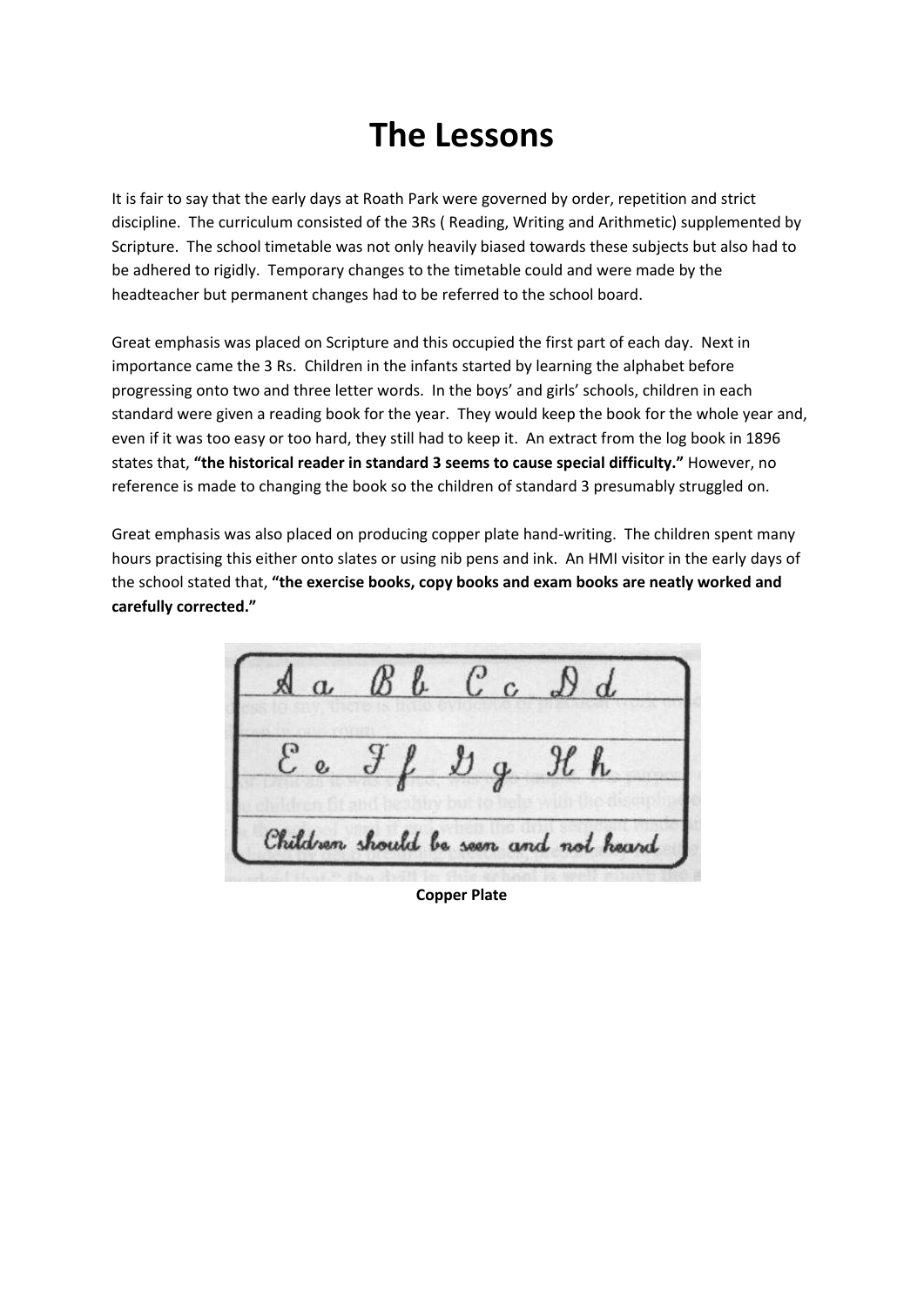# The Lessons

It is fair to say that the early days at Roath Park were governed by order, repetition and strict discipline. The curriculum consisted of the 3Rs ( Reading, Writing and Arithmetic) supplemented by Scripture. The school timetable was not only heavily biased towards these subjects but also had to be adhered to rigidly. Temporary changes to the timetable could and were made by the headteacher but permanent changes had to be referred to the school board.

Great emphasis was placed on Scripture and this occupied the first part of each day. Next in importance came the 3 Rs. Children in the infants started by learning the alphabet before progressing onto two and three letter words. In the boys' and girls' schools, children in each standard were given a reading book for the year. They would keep the book for the whole year and, even if it was too easy or too hard, they still had to keep it. An extract from the log book in 1896 states that, **"the historical reader in standard 3 seems to cause special difficulty."** However, no reference is made to changing the book so the children of standard 3 presumably struggled on.

Great emphasis was also placed on producing copper plate hand-writing. The children spent many hours practising this either onto slates or using nib pens and ink. An HMI visitor in the early days of the school stated that, **"the exercise books, copy books and exam books are neatly worked and carefully corrected."**

**Copper Plate**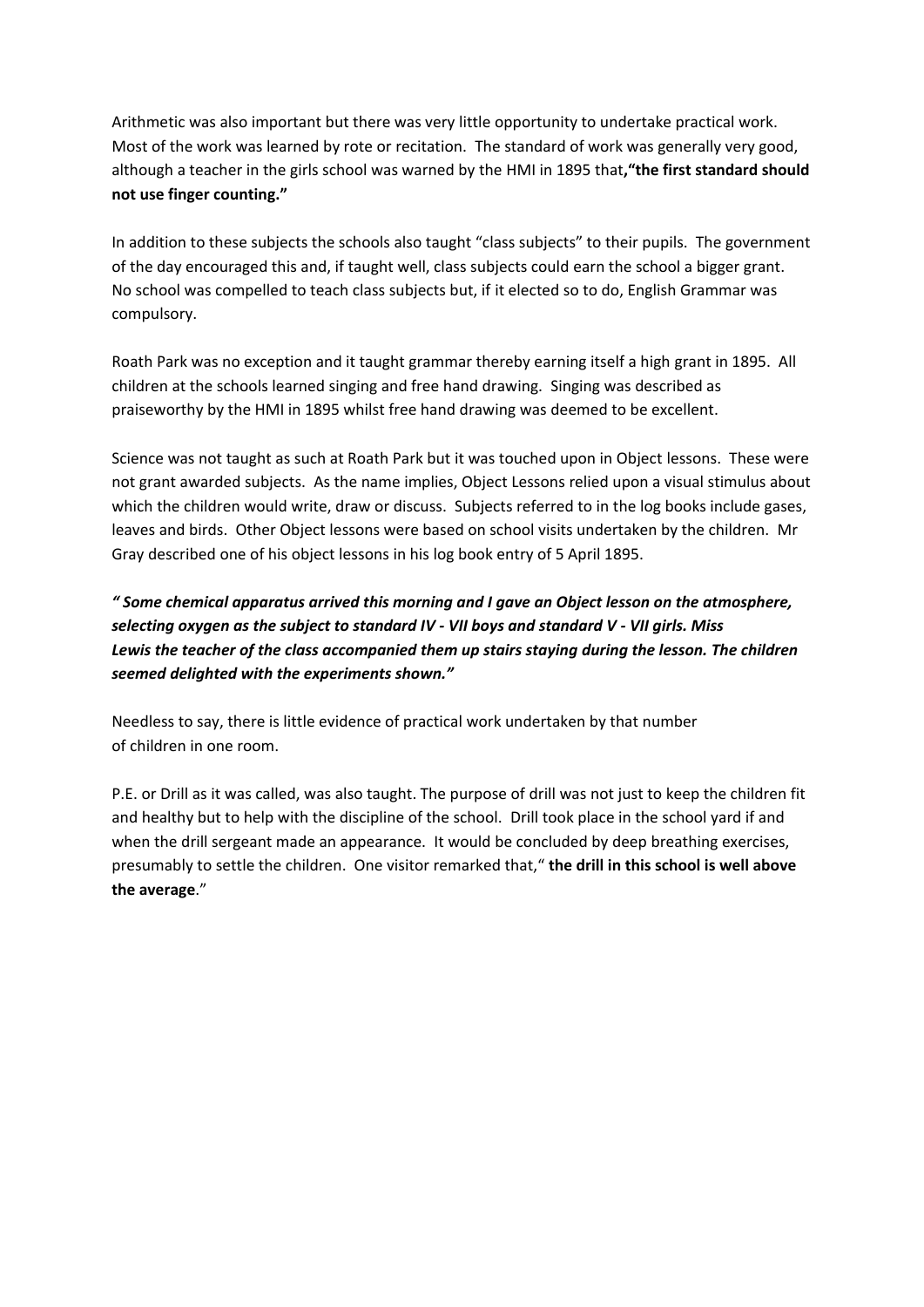Arithmetic was also important but there was very little opportunity to undertake practical work. Most of the work was learned by rote or recitation. The standard of work was generally very good, although a teacher in the girls school was warned by the HMI in 1895 that**,"the first standard should not use finger counting."**

In addition to these subjects the schools also taught "class subjects" to their pupils. The government of the day encouraged this and, if taught well, class subjects could earn the school a bigger grant. No school was compelled to teach class subjects but, if it elected so to do, English Grammar was compulsory.

Roath Park was no exception and it taught grammar thereby earning itself a high grant in 1895. All children at the schools learned singing and free hand drawing. Singing was described as praiseworthy by the HMI in 1895 whilst free hand drawing was deemed to be excellent.

Science was not taught as such at Roath Park but it was touched upon in Object lessons. These were not grant awarded subjects. As the name implies, Object Lessons relied upon a visual stimulus about which the children would write, draw or discuss. Subjects referred to in the log books include gases, leaves and birds. Other Object lessons were based on school visits undertaken by the children. Mr Gray described one of his object lessons in his log book entry of 5 April 1895.

***" Some chemical apparatus arrived this morning and I gave an Object lesson on the atmosphere, selecting oxygen as the subject to standard IV - VII boys and standard V - VII girls. Miss Lewis the teacher of the class accompanied them up stairs staying during the lesson. The children seemed delighted with the experiments shown."***

Needless to say, there is little evidence of practical work undertaken by that number of children in one room.

P.E. or Drill as it was called, was also taught. The purpose of drill was not just to keep the children fit and healthy but to help with the discipline of the school. Drill took place in the school yard if and when the drill sergeant made an appearance. It would be concluded by deep breathing exercises, presumably to settle the children. One visitor remarked that," **the drill in this school is well above the average**."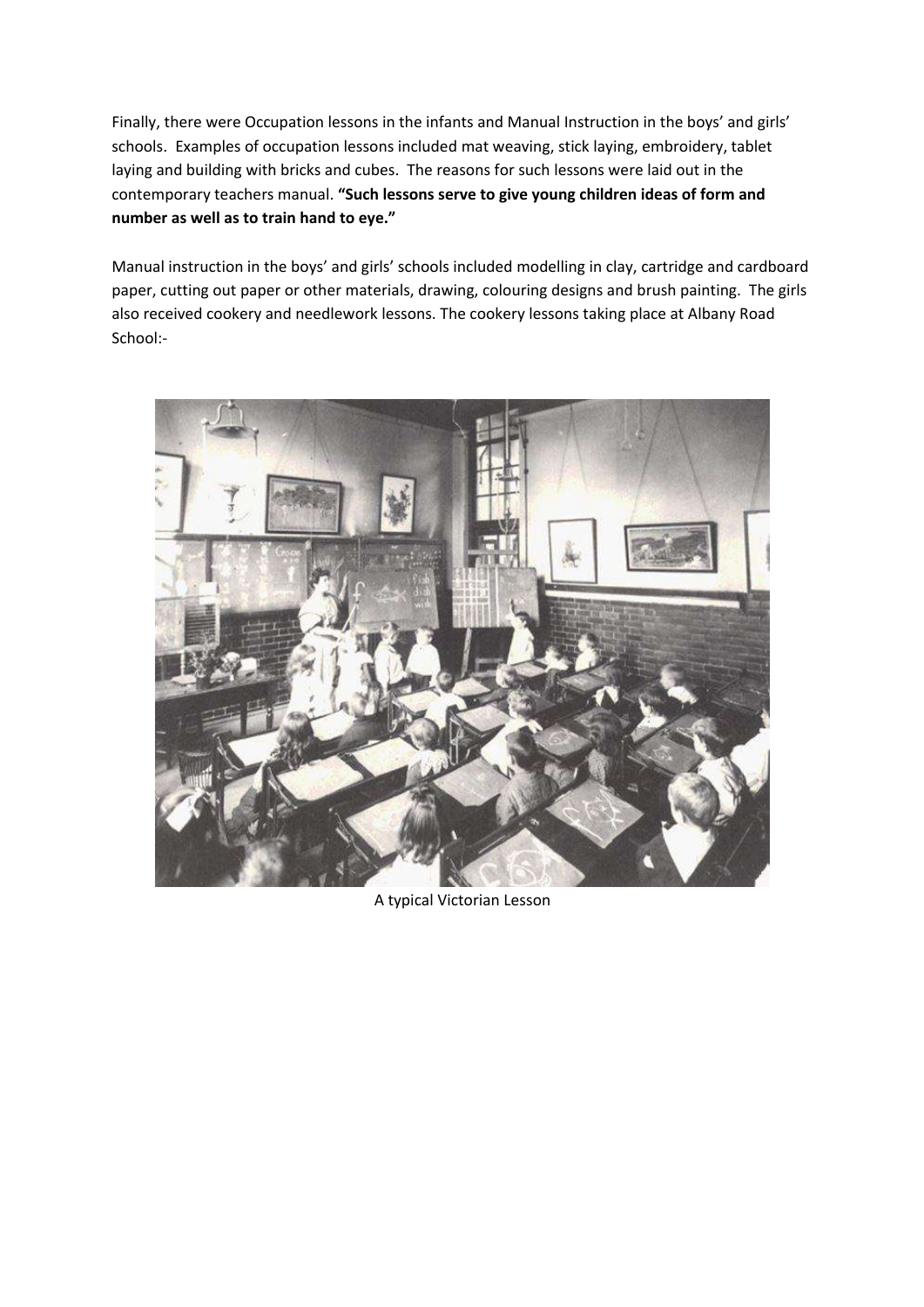Finally, there were Occupation lessons in the infants and Manual Instruction in the boys' and girls' schools. Examples of occupation lessons included mat weaving, stick laying, embroidery, tablet laying and building with bricks and cubes. The reasons for such lessons were laid out in the contemporary teachers manual. **"Such lessons serve to give young children ideas of form and number as well as to train hand to eye."**

Manual instruction in the boys' and girls' schools included modelling in clay, cartridge and cardboard paper, cutting out paper or other materials, drawing, colouring designs and brush painting. The girls also received cookery and needlework lessons. The cookery lessons taking place at Albany Road School:-

A typical Victorian Lesson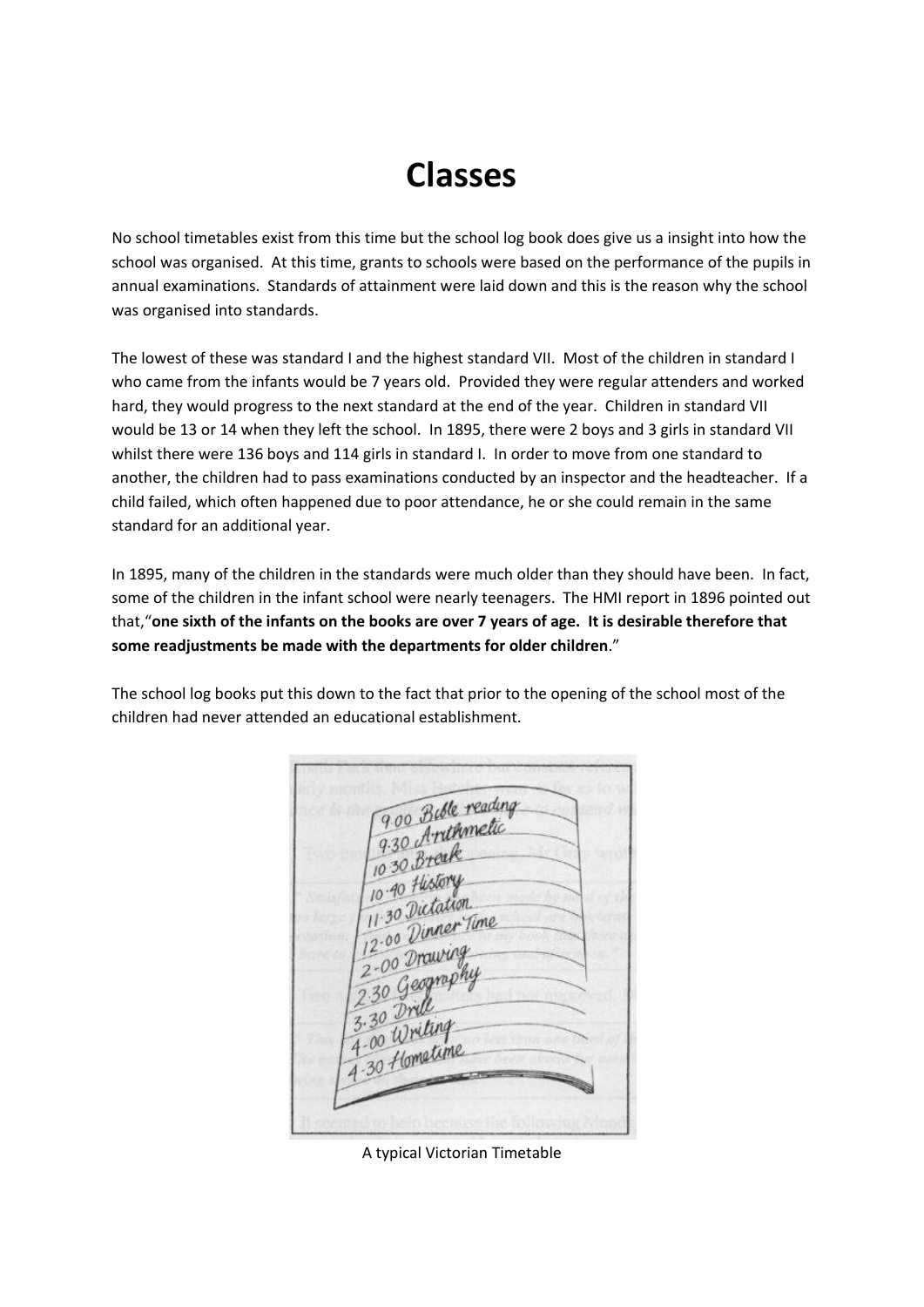# Classes

No school timetables exist from this time but the school log book does give us a insight into how the school was organised. At this time, grants to schools were based on the performance of the pupils in annual examinations. Standards of attainment were laid down and this is the reason why the school was organised into standards.

The lowest of these was standard I and the highest standard VII. Most of the children in standard I who came from the infants would be 7 years old. Provided they were regular attenders and worked hard, they would progress to the next standard at the end of the year. Children in standard VII would be 13 or 14 when they left the school. In 1895, there were 2 boys and 3 girls in standard VII whilst there were 136 boys and 114 girls in standard I. In order to move from one standard to another, the children had to pass examinations conducted by an inspector and the headteacher. If a child failed, which often happened due to poor attendance, he or she could remain in the same standard for an additional year.

In 1895, many of the children in the standards were much older than they should have been. In fact, some of the children in the infant school were nearly teenagers. The HMI report in 1896 pointed out that,"**one sixth of the infants on the books are over 7 years of age. It is desirable therefore that some readjustments be made with the departments for older children**."

The school log books put this down to the fact that prior to the opening of the school most of the children had never attended an educational establishment.

9.00 Bible reading
9.30 Arithmetic
10.30 Break
10.40 History
11.30 Dictation
12.00 Dinner Time
2.00 Drawing
2.30 Geography
3.30 Drill
4.00 Writing
4.30 Hometime

A typical Victorian Timetable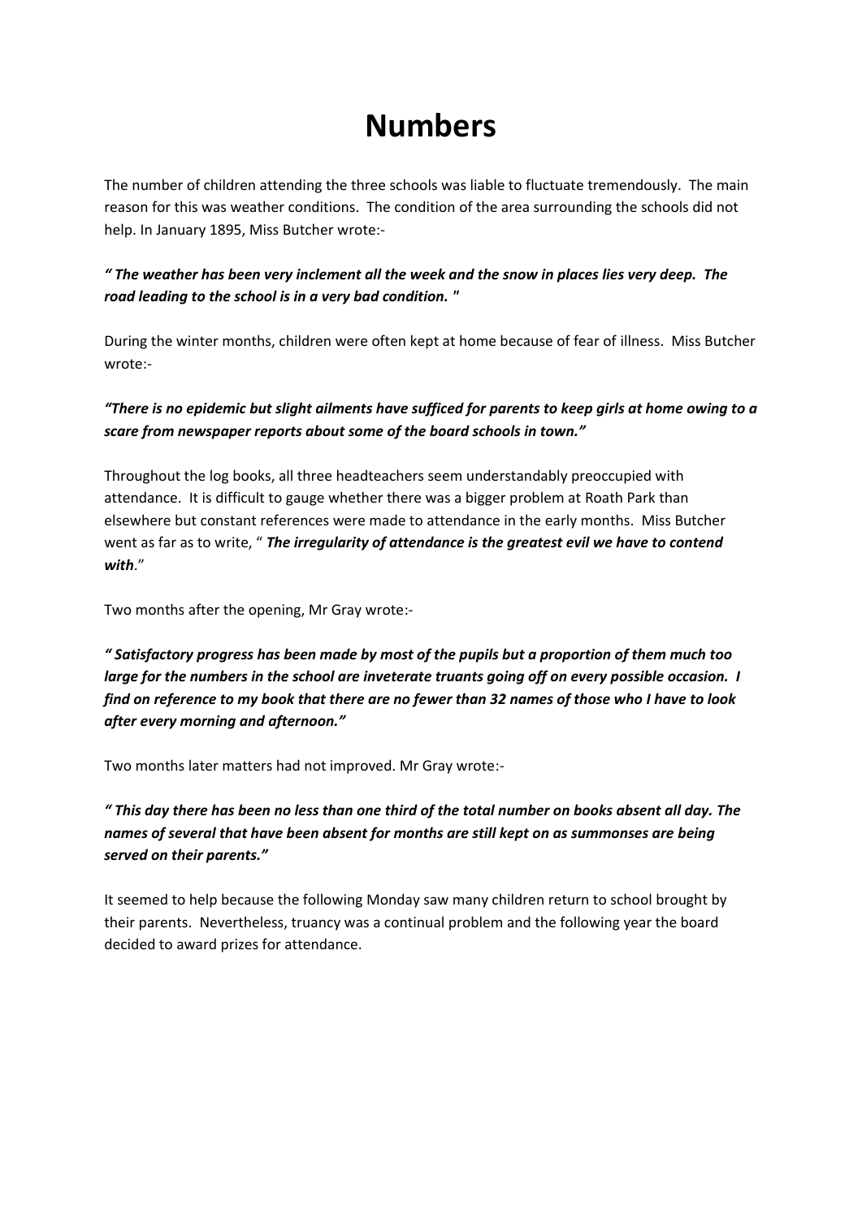# Numbers

The number of children attending the three schools was liable to fluctuate tremendously. The main reason for this was weather conditions. The condition of the area surrounding the schools did not help. In January 1895, Miss Butcher wrote:-

***" The weather has been very inclement all the week and the snow in places lies very deep. The road leading to the school is in a very bad condition. "***

During the winter months, children were often kept at home because of fear of illness. Miss Butcher wrote:-

***"There is no epidemic but slight ailments have sufficed for parents to keep girls at home owing to a scare from newspaper reports about some of the board schools in town."***

Throughout the log books, all three headteachers seem understandably preoccupied with attendance. It is difficult to gauge whether there was a bigger problem at Roath Park than elsewhere but constant references were made to attendance in the early months. Miss Butcher went as far as to write, " ***The irregularity of attendance is the greatest evil we have to contend with***."

Two months after the opening, Mr Gray wrote:-

***" Satisfactory progress has been made by most of the pupils but a proportion of them much too large for the numbers in the school are inveterate truants going off on every possible occasion. I find on reference to my book that there are no fewer than 32 names of those who I have to look after every morning and afternoon."***

Two months later matters had not improved. Mr Gray wrote:-

***" This day there has been no less than one third of the total number on books absent all day. The names of several that have been absent for months are still kept on as summonses are being served on their parents."***

It seemed to help because the following Monday saw many children return to school brought by their parents. Nevertheless, truancy was a continual problem and the following year the board decided to award prizes for attendance.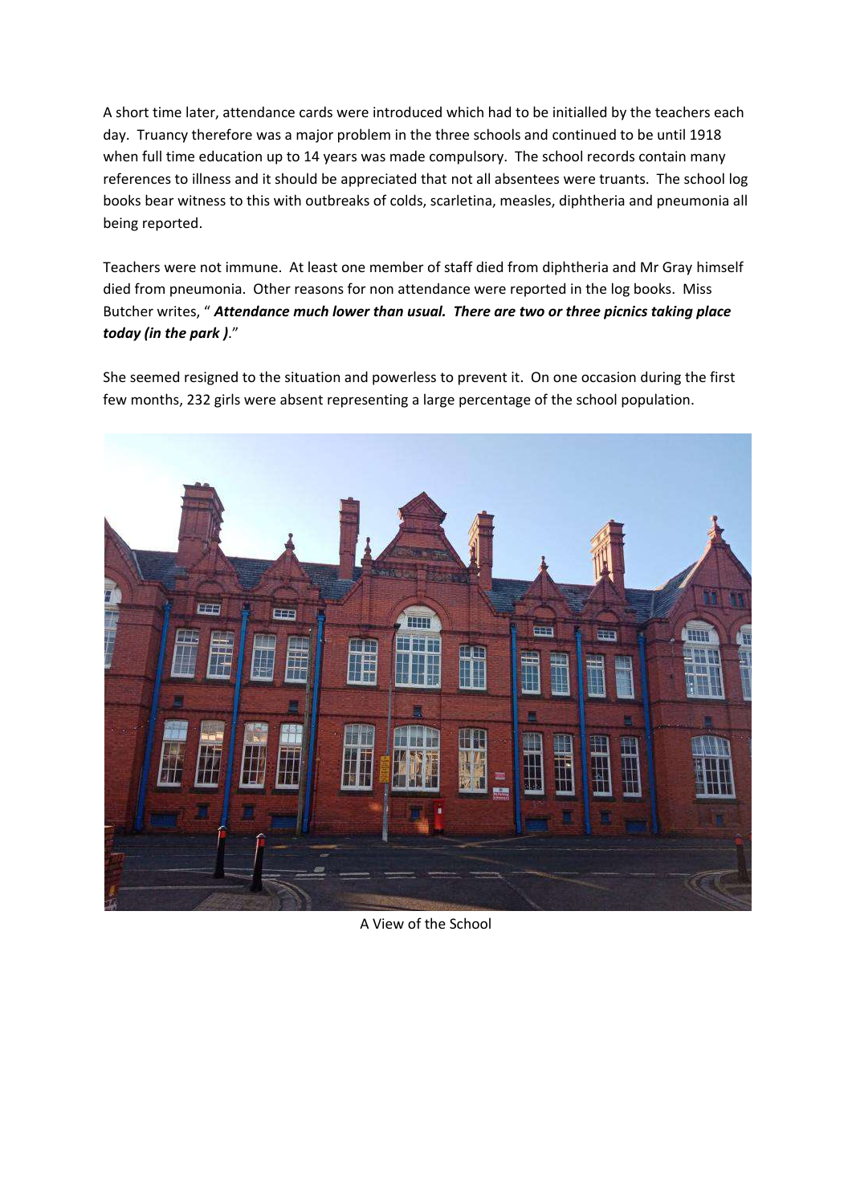A short time later, attendance cards were introduced which had to be initialled by the teachers each day. Truancy therefore was a major problem in the three schools and continued to be until 1918 when full time education up to 14 years was made compulsory. The school records contain many references to illness and it should be appreciated that not all absentees were truants. The school log books bear witness to this with outbreaks of colds, scarletina, measles, diphtheria and pneumonia all being reported.

Teachers were not immune. At least one member of staff died from diphtheria and Mr Gray himself died from pneumonia. Other reasons for non attendance were reported in the log books. Miss Butcher writes, " ***Attendance much lower than usual. There are two or three picnics taking place today (in the park )***."

She seemed resigned to the situation and powerless to prevent it. On one occasion during the first few months, 232 girls were absent representing a large percentage of the school population.

A View of the School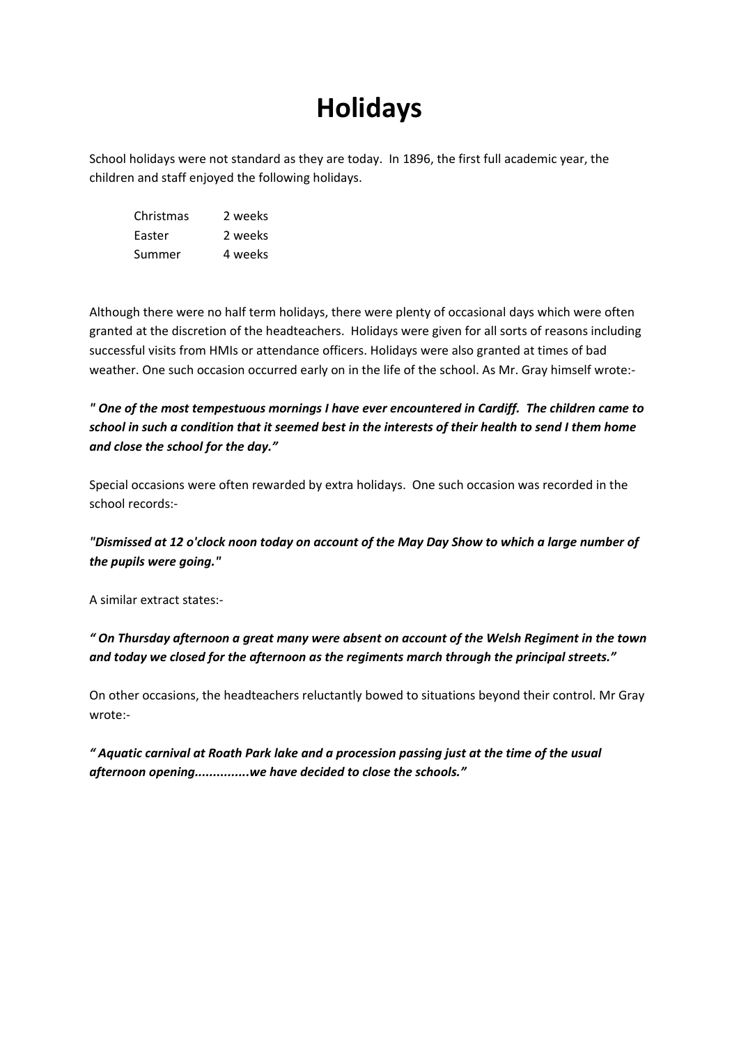# Holidays

School holidays were not standard as they are today. In 1896, the first full academic year, the children and staff enjoyed the following holidays.

| | |
|---|---|
| Christmas | 2 weeks |
| Easter | 2 weeks |
| Summer | 4 weeks |

Although there were no half term holidays, there were plenty of occasional days which were often granted at the discretion of the headteachers. Holidays were given for all sorts of reasons including successful visits from HMIs or attendance officers. Holidays were also granted at times of bad weather. One such occasion occurred early on in the life of the school. As Mr. Gray himself wrote:-

***" One of the most tempestuous mornings I have ever encountered in Cardiff. The children came to school in such a condition that it seemed best in the interests of their health to send I them home and close the school for the day."***

Special occasions were often rewarded by extra holidays. One such occasion was recorded in the school records:-

***"Dismissed at 12 o'clock noon today on account of the May Day Show to which a large number of the pupils were going."***

A similar extract states:-

***" On Thursday afternoon a great many were absent on account of the Welsh Regiment in the town and today we closed for the afternoon as the regiments march through the principal streets."***

On other occasions, the headteachers reluctantly bowed to situations beyond their control. Mr Gray wrote:-

***" Aquatic carnival at Roath Park lake and a procession passing just at the time of the usual afternoon opening...............we have decided to close the schools."***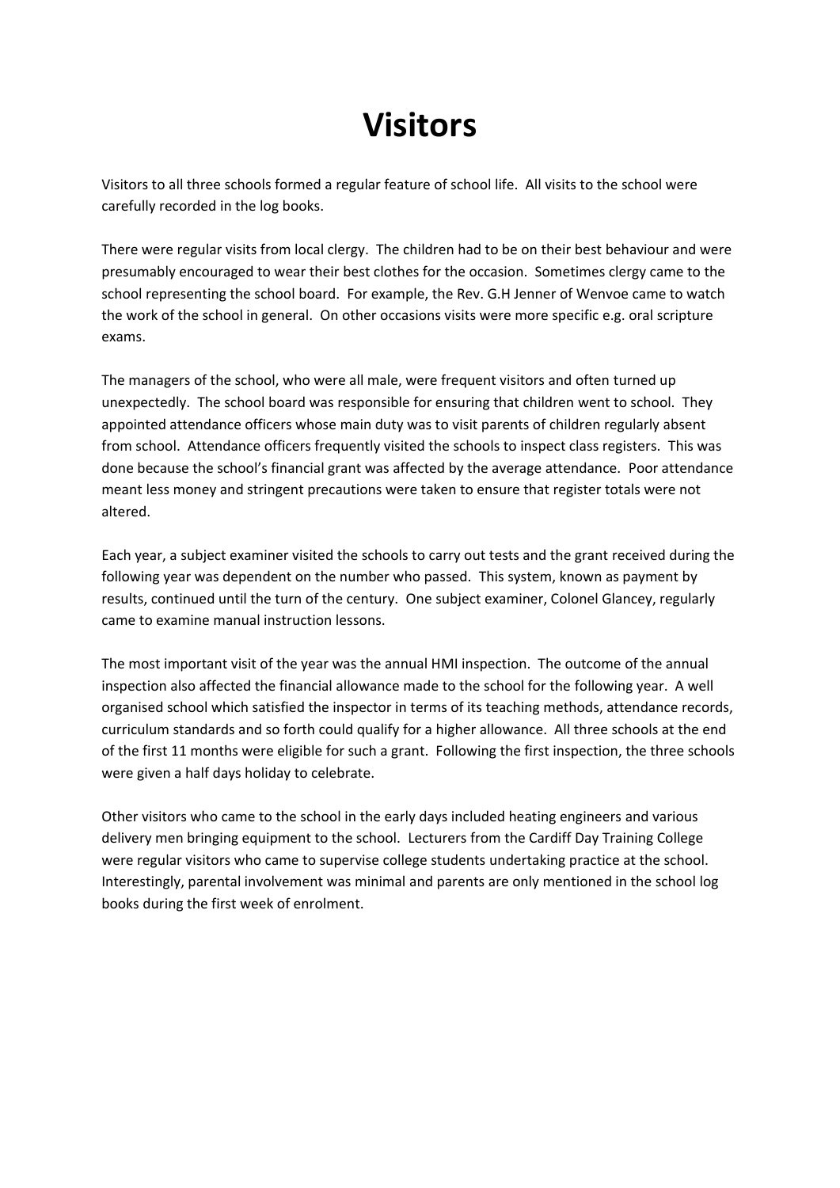# Visitors

Visitors to all three schools formed a regular feature of school life. All visits to the school were carefully recorded in the log books.

There were regular visits from local clergy. The children had to be on their best behaviour and were presumably encouraged to wear their best clothes for the occasion. Sometimes clergy came to the school representing the school board. For example, the Rev. G.H Jenner of Wenvoe came to watch the work of the school in general. On other occasions visits were more specific e.g. oral scripture exams.

The managers of the school, who were all male, were frequent visitors and often turned up unexpectedly. The school board was responsible for ensuring that children went to school. They appointed attendance officers whose main duty was to visit parents of children regularly absent from school. Attendance officers frequently visited the schools to inspect class registers. This was done because the school's financial grant was affected by the average attendance. Poor attendance meant less money and stringent precautions were taken to ensure that register totals were not altered.

Each year, a subject examiner visited the schools to carry out tests and the grant received during the following year was dependent on the number who passed. This system, known as payment by results, continued until the turn of the century. One subject examiner, Colonel Glancey, regularly came to examine manual instruction lessons.

The most important visit of the year was the annual HMI inspection. The outcome of the annual inspection also affected the financial allowance made to the school for the following year. A well organised school which satisfied the inspector in terms of its teaching methods, attendance records, curriculum standards and so forth could qualify for a higher allowance. All three schools at the end of the first 11 months were eligible for such a grant. Following the first inspection, the three schools were given a half days holiday to celebrate.

Other visitors who came to the school in the early days included heating engineers and various delivery men bringing equipment to the school. Lecturers from the Cardiff Day Training College were regular visitors who came to supervise college students undertaking practice at the school. Interestingly, parental involvement was minimal and parents are only mentioned in the school log books during the first week of enrolment.